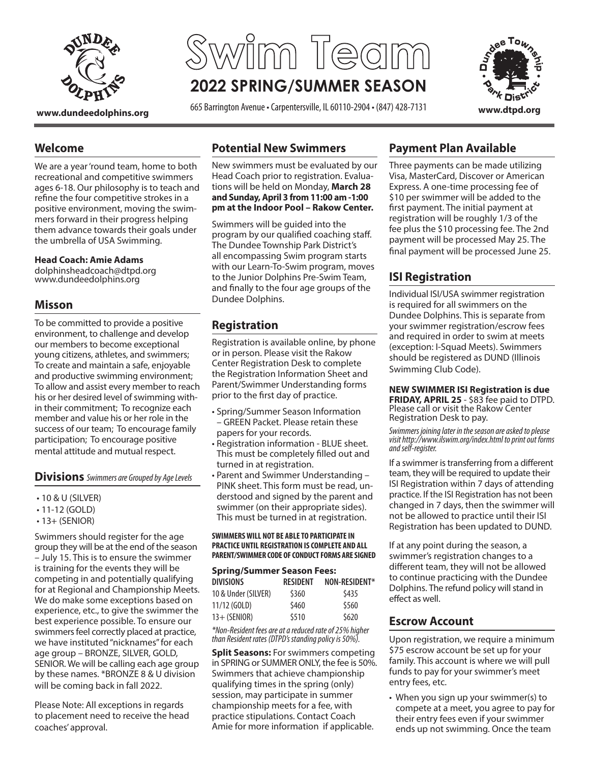# Swim Team

## 2022 SPRING/SUMMER SEASON

665 Barrington Avenue • Carpentersville, IL 60110-2904 • (847) 428-7131

www.dundeedolphins.org

www.dtpd.org

## Welcome

We are a year 'round team, home to both recreational and competitive swimmers ages 6-18. Our philosophy is to teach and refine the four competitive strokes in a positive environment, moving the swimmers forward in their progress helping them advance towards their goals under the umbrella of USA Swimming.

**Head Coach: Amie Adams**
dolphinsheadcoach@dtpd.org
www.dundeedolphins.org

## Misson

To be committed to provide a positive environment, to challenge and develop our members to become exceptional young citizens, athletes, and swimmers; To create and maintain a safe, enjoyable and productive swimming environment; To allow and assist every member to reach his or her desired level of swimming within their commitment; To recognize each member and value his or her role in the success of our team; To encourage family participation; To encourage positive mental attitude and mutual respect.

## Divisions *Swimmers are Grouped by Age Levels*

- 10 & U (SILVER)
- 11-12 (GOLD)
- 13+ (SENIOR)

Swimmers should register for the age group they will be at the end of the season – July 15. This is to ensure the swimmer is training for the events they will be competing in and potentially qualifying for at Regional and Championship Meets. We do make some exceptions based on experience, etc., to give the swimmer the best experience possible. To ensure our swimmers feel correctly placed at practice, we have instituted "nicknames" for each age group – BRONZE, SILVER, GOLD, SENIOR. We will be calling each age group by these names. *BRONZE 8 & U division will be coming back in fall 2022.

Please Note: All exceptions in regards to placement need to receive the head coaches' approval.

## Potential New Swimmers

New swimmers must be evaluated by our Head Coach prior to registration. Evaluations will be held on Monday, **March 28 and Sunday, April 3 from 11:00 am -1:00 pm at the Indoor Pool – Rakow Center.**

Swimmers will be guided into the program by our qualified coaching staff. The Dundee Township Park District's all encompassing Swim program starts with our Learn-To-Swim program, moves to the Junior Dolphins Pre-Swim Team, and finally to the four age groups of the Dundee Dolphins.

## Registration

Registration is available online, by phone or in person. Please visit the Rakow Center Registration Desk to complete the Registration Information Sheet and Parent/Swimmer Understanding forms prior to the first day of practice.

- Spring/Summer Season Information – GREEN Packet. Please retain these papers for your records.
- Registration information - BLUE sheet. This must be completely filled out and turned in at registration.
- Parent and Swimmer Understanding – PINK sheet. This form must be read, understood and signed by the parent and swimmer (on their appropriate sides). This must be turned in at registration.

**SWIMMERS WILL NOT BE ABLE TO PARTICIPATE IN PRACTICE UNTIL REGISTRATION IS COMPLETE AND ALL PARENT/SWIMMER CODE OF CONDUCT FORMS ARE SIGNED**

### Spring/Summer Season Fees:

| DIVISIONS | RESIDENT | NON-RESIDENT* |
|---|---|---|
| 10 & Under (SILVER) | $360 | $435 |
| 11/12 (GOLD) | $460 | $560 |
| 13+ (SENIOR) | $510 | $620 |

*\*Non-Resident fees are at a reduced rate of 25% higher than Resident rates (DTPD's standing policy is 50%).*

**Split Seasons:** For swimmers competing in SPRING or SUMMER ONLY, the fee is 50%. Swimmers that achieve championship qualifying times in the spring (only) session, may participate in summer championship meets for a fee, with practice stipulations. Contact Coach Amie for more information if applicable.

## Payment Plan Available

Three payments can be made utilizing Visa, MasterCard, Discover or American Express. A one-time processing fee of $10 per swimmer will be added to the first payment. The initial payment at registration will be roughly 1/3 of the fee plus the $10 processing fee. The 2nd payment will be processed May 25. The final payment will be processed June 25.

## ISI Registration

Individual ISI/USA swimmer registration is required for all swimmers on the Dundee Dolphins. This is separate from your swimmer registration/escrow fees and required in order to swim at meets (exception: I-Squad Meets). Swimmers should be registered as DUND (Illinois Swimming Club Code).

**NEW SWIMMER ISI Registration is due FRIDAY, APRIL 25** - $83 fee paid to DTPD. Please call or visit the Rakow Center Registration Desk to pay.

*Swimmers joining later in the season are asked to please visit http://www.ilswim.org/index.html to print out forms and self-register.*

If a swimmer is transferring from a different team, they will be required to update their ISI Registration within 7 days of attending practice. If the ISI Registration has not been changed in 7 days, then the swimmer will not be allowed to practice until their ISI Registration has been updated to DUND.

If at any point during the season, a swimmer's registration changes to a different team, they will not be allowed to continue practicing with the Dundee Dolphins. The refund policy will stand in effect as well.

## Escrow Account

Upon registration, we require a minimum $75 escrow account be set up for your family. This account is where we will pull funds to pay for your swimmer's meet entry fees, etc.

- When you sign up your swimmer(s) to compete at a meet, you agree to pay for their entry fees even if your swimmer ends up not swimming. Once the team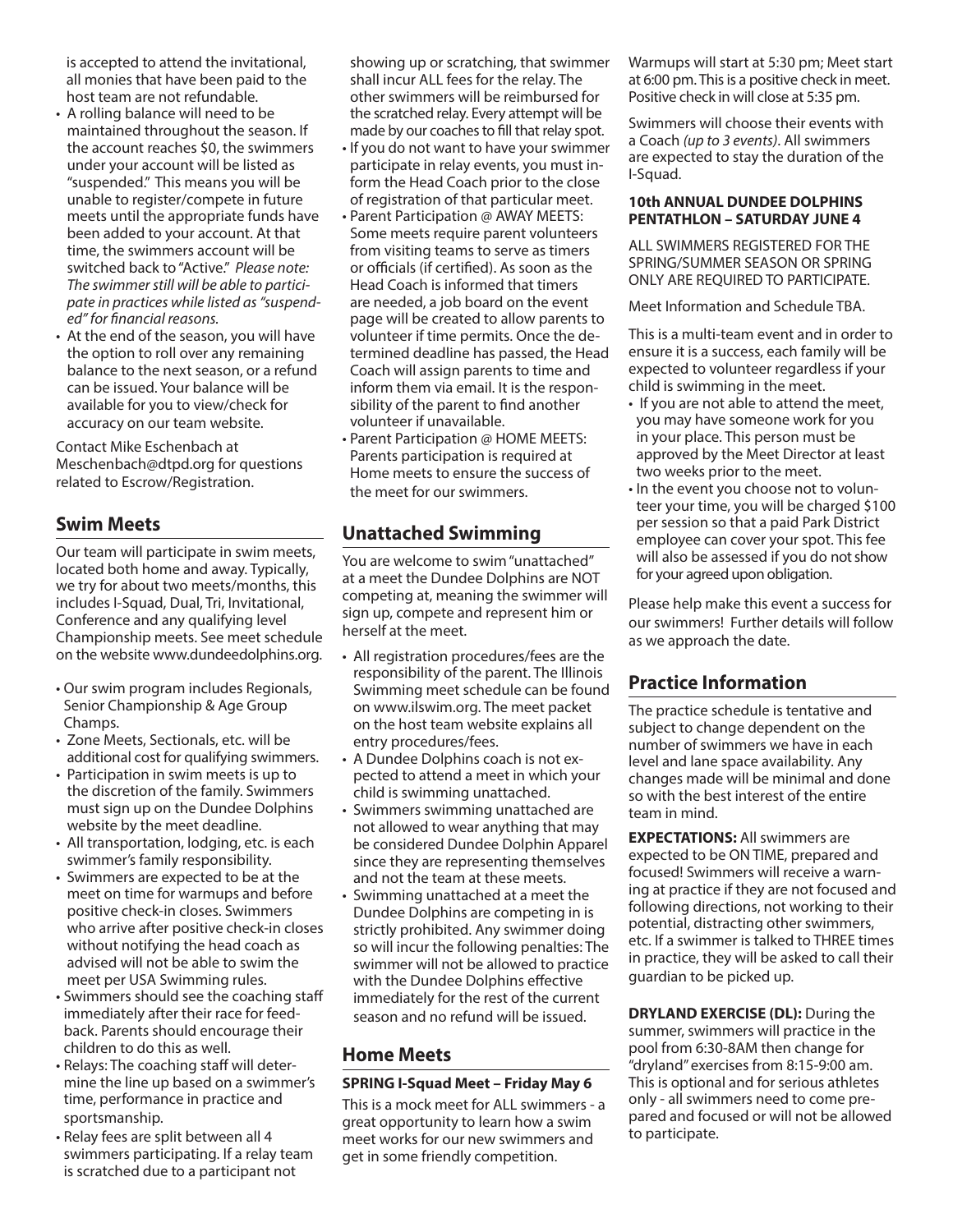is accepted to attend the invitational, all monies that have been paid to the host team are not refundable.

- A rolling balance will need to be maintained throughout the season. If the account reaches $0, the swimmers under your account will be listed as "suspended." This means you will be unable to register/compete in future meets until the appropriate funds have been added to your account. At that time, the swimmers account will be switched back to "Active." *Please note: The swimmer still will be able to participate in practices while listed as "suspended" for financial reasons.*
- At the end of the season, you will have the option to roll over any remaining balance to the next season, or a refund can be issued. Your balance will be available for you to view/check for accuracy on our team website.

Contact Mike Eschenbach at Meschenbach@dtpd.org for questions related to Escrow/Registration.

## Swim Meets

Our team will participate in swim meets, located both home and away. Typically, we try for about two meets/months, this includes I-Squad, Dual, Tri, Invitational, Conference and any qualifying level Championship meets. See meet schedule on the website www.dundeedolphins.org.

- Our swim program includes Regionals, Senior Championship & Age Group Champs.
- Zone Meets, Sectionals, etc. will be additional cost for qualifying swimmers.
- Participation in swim meets is up to the discretion of the family. Swimmers must sign up on the Dundee Dolphins website by the meet deadline.
- All transportation, lodging, etc. is each swimmer's family responsibility.
- Swimmers are expected to be at the meet on time for warmups and before positive check-in closes. Swimmers who arrive after positive check-in closes without notifying the head coach as advised will not be able to swim the meet per USA Swimming rules.
- Swimmers should see the coaching staff immediately after their race for feedback. Parents should encourage their children to do this as well.
- Relays: The coaching staff will determine the line up based on a swimmer's time, performance in practice and sportsmanship.
- Relay fees are split between all 4 swimmers participating. If a relay team is scratched due to a participant not showing up or scratching, that swimmer shall incur ALL fees for the relay. The other swimmers will be reimbursed for the scratched relay. Every attempt will be made by our coaches to fill that relay spot.
- If you do not want to have your swimmer participate in relay events, you must inform the Head Coach prior to the close of registration of that particular meet.
- Parent Participation @ AWAY MEETS: Some meets require parent volunteers from visiting teams to serve as timers or officials (if certified). As soon as the Head Coach is informed that timers are needed, a job board on the event page will be created to allow parents to volunteer if time permits. Once the determined deadline has passed, the Head Coach will assign parents to time and inform them via email. It is the responsibility of the parent to find another volunteer if unavailable.
- Parent Participation @ HOME MEETS: Parents participation is required at Home meets to ensure the success of the meet for our swimmers.

## Unattached Swimming

You are welcome to swim "unattached" at a meet the Dundee Dolphins are NOT competing at, meaning the swimmer will sign up, compete and represent him or herself at the meet.

- All registration procedures/fees are the responsibility of the parent. The Illinois Swimming meet schedule can be found on www.ilswim.org. The meet packet on the host team website explains all entry procedures/fees.
- A Dundee Dolphins coach is not expected to attend a meet in which your child is swimming unattached.
- Swimmers swimming unattached are not allowed to wear anything that may be considered Dundee Dolphin Apparel since they are representing themselves and not the team at these meets.
- Swimming unattached at a meet the Dundee Dolphins are competing in is strictly prohibited. Any swimmer doing so will incur the following penalties: The swimmer will not be allowed to practice with the Dundee Dolphins effective immediately for the rest of the current season and no refund will be issued.

## Home Meets

### SPRING I-Squad Meet – Friday May 6

This is a mock meet for ALL swimmers - a great opportunity to learn how a swim meet works for our new swimmers and get in some friendly competition.

Warmups will start at 5:30 pm; Meet start at 6:00 pm. This is a positive check in meet. Positive check in will close at 5:35 pm.

Swimmers will choose their events with a Coach *(up to 3 events)*. All swimmers are expected to stay the duration of the I-Squad.

### 10th ANNUAL DUNDEE DOLPHINS PENTATHLON – SATURDAY JUNE 4

ALL SWIMMERS REGISTERED FOR THE SPRING/SUMMER SEASON OR SPRING ONLY ARE REQUIRED TO PARTICIPATE.

Meet Information and Schedule TBA.

This is a multi-team event and in order to ensure it is a success, each family will be expected to volunteer regardless if your child is swimming in the meet.

- If you are not able to attend the meet, you may have someone work for you in your place. This person must be approved by the Meet Director at least two weeks prior to the meet.
- In the event you choose not to volunteer your time, you will be charged $100 per session so that a paid Park District employee can cover your spot. This fee will also be assessed if you do not show for your agreed upon obligation.

Please help make this event a success for our swimmers! Further details will follow as we approach the date.

## Practice Information

The practice schedule is tentative and subject to change dependent on the number of swimmers we have in each level and lane space availability. Any changes made will be minimal and done so with the best interest of the entire team in mind.

**EXPECTATIONS:** All swimmers are expected to be ON TIME, prepared and focused! Swimmers will receive a warning at practice if they are not focused and following directions, not working to their potential, distracting other swimmers, etc. If a swimmer is talked to THREE times in practice, they will be asked to call their guardian to be picked up.

**DRYLAND EXERCISE (DL):** During the summer, swimmers will practice in the pool from 6:30-8AM then change for "dryland" exercises from 8:15-9:00 am. This is optional and for serious athletes only - all swimmers need to come prepared and focused or will not be allowed to participate.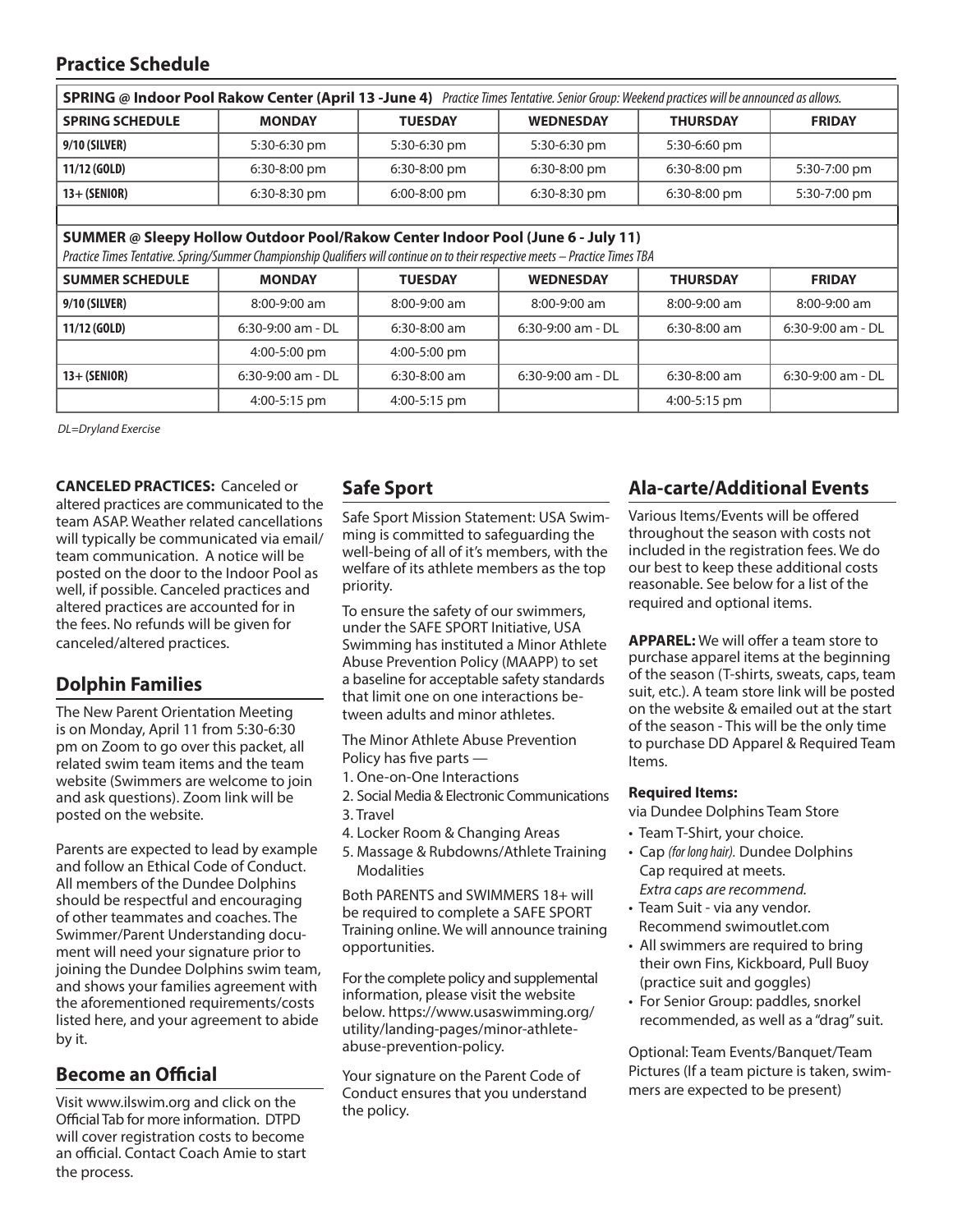## Practice Schedule

| SPRING @ Indoor Pool Rakow Center (April 13 -June 4) *Practice Times Tentative. Senior Group: Weekend practices will be announced as allows.* | | | | | |
|---|---|---|---|---|---|
| **SPRING SCHEDULE** | **MONDAY** | **TUESDAY** | **WEDNESDAY** | **THURSDAY** | **FRIDAY** |
| **9/10 (SILVER)** | 5:30-6:30 pm | 5:30-6:30 pm | 5:30-6:30 pm | 5:30-6:60 pm | |
| **11/12 (GOLD)** | 6:30-8:00 pm | 6:30-8:00 pm | 6:30-8:00 pm | 6:30-8:00 pm | 5:30-7:00 pm |
| **13+ (SENIOR)** | 6:30-8:30 pm | 6:00-8:00 pm | 6:30-8:30 pm | 6:30-8:00 pm | 5:30-7:00 pm |

| SUMMER @ Sleepy Hollow Outdoor Pool/Rakow Center Indoor Pool (June 6 - July 11) *Practice Times Tentative. Spring/Summer Championship Qualifiers will continue on to their respective meets – Practice Times TBA* | | | | | |
|---|---|---|---|---|---|
| **SUMMER SCHEDULE** | **MONDAY** | **TUESDAY** | **WEDNESDAY** | **THURSDAY** | **FRIDAY** |
| **9/10 (SILVER)** | 8:00-9:00 am | 8:00-9:00 am | 8:00-9:00 am | 8:00-9:00 am | 8:00-9:00 am |
| **11/12 (GOLD)** | 6:30-9:00 am - DL | 6:30-8:00 am | 6:30-9:00 am - DL | 6:30-8:00 am | 6:30-9:00 am - DL |
| | 4:00-5:00 pm | 4:00-5:00 pm | | | |
| **13+ (SENIOR)** | 6:30-9:00 am - DL | 6:30-8:00 am | 6:30-9:00 am - DL | 6:30-8:00 am | 6:30-9:00 am - DL |
| | 4:00-5:15 pm | 4:00-5:15 pm | | 4:00-5:15 pm | |

*DL=Dryland Exercise*

**CANCELED PRACTICES:** Canceled or altered practices are communicated to the team ASAP. Weather related cancellations will typically be communicated via email/team communication. A notice will be posted on the door to the Indoor Pool as well, if possible. Canceled practices and altered practices are accounted for in the fees. No refunds will be given for canceled/altered practices.

## Dolphin Families

The New Parent Orientation Meeting is on Monday, April 11 from 5:30-6:30 pm on Zoom to go over this packet, all related swim team items and the team website (Swimmers are welcome to join and ask questions). Zoom link will be posted on the website.

Parents are expected to lead by example and follow an Ethical Code of Conduct. All members of the Dundee Dolphins should be respectful and encouraging of other teammates and coaches. The Swimmer/Parent Understanding document will need your signature prior to joining the Dundee Dolphins swim team, and shows your families agreement with the aforementioned requirements/costs listed here, and your agreement to abide by it.

## Become an Official

Visit www.ilswim.org and click on the Official Tab for more information. DTPD will cover registration costs to become an official. Contact Coach Amie to start the process.

## Safe Sport

Safe Sport Mission Statement: USA Swimming is committed to safeguarding the well-being of all of it's members, with the welfare of its athlete members as the top priority.

To ensure the safety of our swimmers, under the SAFE SPORT Initiative, USA Swimming has instituted a Minor Athlete Abuse Prevention Policy (MAAPP) to set a baseline for acceptable safety standards that limit one on one interactions between adults and minor athletes.

The Minor Athlete Abuse Prevention Policy has five parts —

1. One-on-One Interactions
2. Social Media & Electronic Communications
3. Travel
4. Locker Room & Changing Areas
5. Massage & Rubdowns/Athlete Training Modalities

Both PARENTS and SWIMMERS 18+ will be required to complete a SAFE SPORT Training online. We will announce training opportunities.

For the complete policy and supplemental information, please visit the website below. https://www.usaswimming.org/utility/landing-pages/minor-athlete-abuse-prevention-policy.

Your signature on the Parent Code of Conduct ensures that you understand the policy.

## Ala-carte/Additional Events

Various Items/Events will be offered throughout the season with costs not included in the registration fees. We do our best to keep these additional costs reasonable. See below for a list of the required and optional items.

**APPAREL:** We will offer a team store to purchase apparel items at the beginning of the season (T-shirts, sweats, caps, team suit, etc.). A team store link will be posted on the website & emailed out at the start of the season - This will be the only time to purchase DD Apparel & Required Team Items.

**Required Items:**

via Dundee Dolphins Team Store

- Team T-Shirt, your choice.
- Cap *(for long hair).* Dundee Dolphins Cap required at meets. *Extra caps are recommend.*
- Team Suit - via any vendor. Recommend swimoutlet.com
- All swimmers are required to bring their own Fins, Kickboard, Pull Buoy (practice suit and goggles)
- For Senior Group: paddles, snorkel recommended, as well as a "drag" suit.

Optional: Team Events/Banquet/Team Pictures (If a team picture is taken, swimmers are expected to be present)